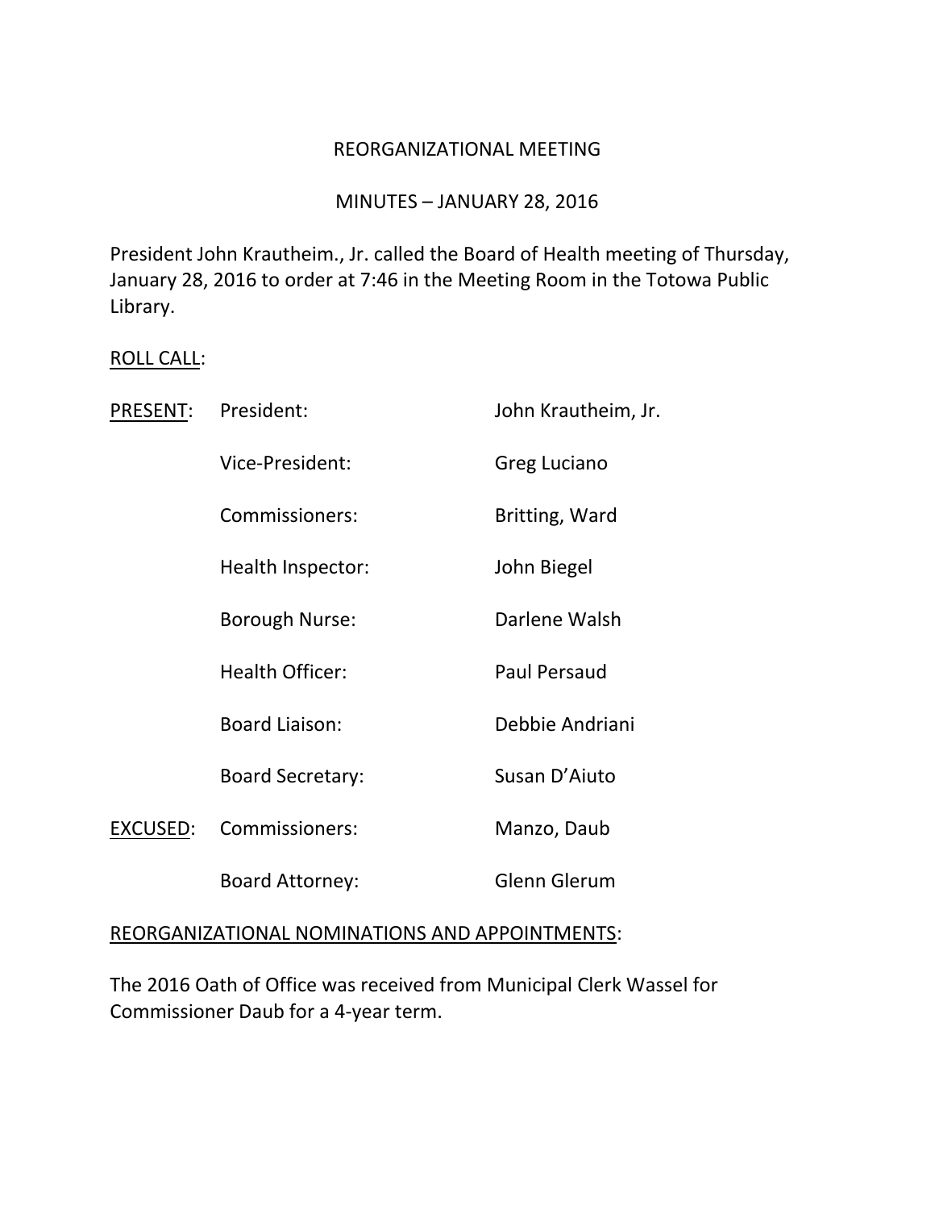# REORGANIZATIONAL MEETING

## MINUTES – JANUARY 28, 2016

President John Krautheim., Jr. called the Board of Health meeting of Thursday, January 28, 2016 to order at 7:46 in the Meeting Room in the Totowa Public Library.

ROLL CALL:

| | | |
|---|---|---|
| PRESENT: | President: | John Krautheim, Jr. |
| | Vice-President: | Greg Luciano |
| | Commissioners: | Britting, Ward |
| | Health Inspector: | John Biegel |
| | Borough Nurse: | Darlene Walsh |
| | Health Officer: | Paul Persaud |
| | Board Liaison: | Debbie Andriani |
| | Board Secretary: | Susan D'Aiuto |
| EXCUSED: | Commissioners: | Manzo, Daub |
| | Board Attorney: | Glenn Glerum |

REORGANIZATIONAL NOMINATIONS AND APPOINTMENTS:

The 2016 Oath of Office was received from Municipal Clerk Wassel for Commissioner Daub for a 4-year term.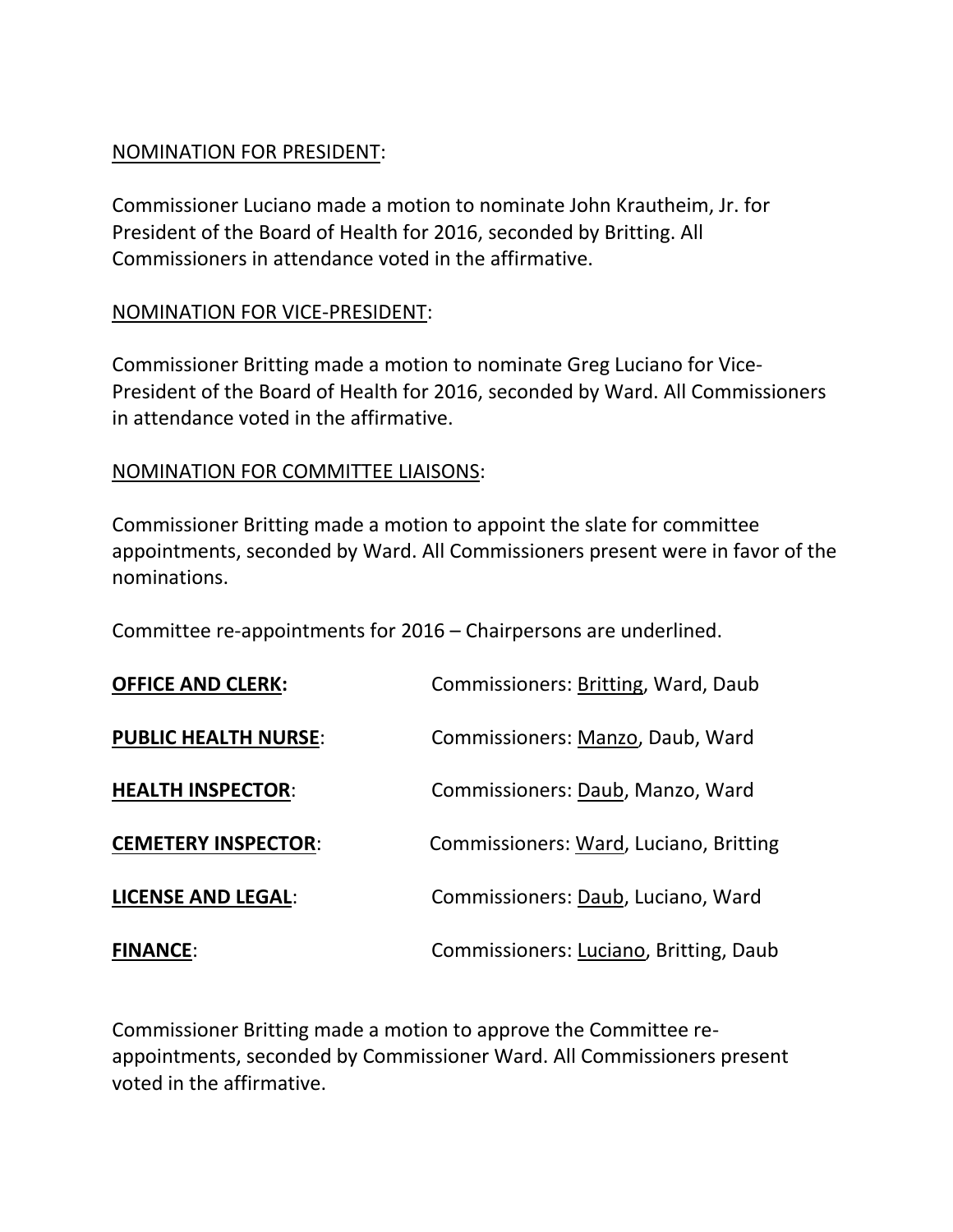NOMINATION FOR PRESIDENT:

Commissioner Luciano made a motion to nominate John Krautheim, Jr. for President of the Board of Health for 2016, seconded by Britting. All Commissioners in attendance voted in the affirmative.

NOMINATION FOR VICE-PRESIDENT:

Commissioner Britting made a motion to nominate Greg Luciano for Vice-President of the Board of Health for 2016, seconded by Ward. All Commissioners in attendance voted in the affirmative.

NOMINATION FOR COMMITTEE LIAISONS:

Commissioner Britting made a motion to appoint the slate for committee appointments, seconded by Ward. All Commissioners present were in favor of the nominations.

Committee re-appointments for 2016 – Chairpersons are underlined.

| Committee | Commissioners |
| --- | --- |
| **OFFICE AND CLERK:** | Commissioners: <u>Britting</u>, Ward, Daub |
| **PUBLIC HEALTH NURSE**: | Commissioners: <u>Manzo</u>, Daub, Ward |
| **HEALTH INSPECTOR**: | Commissioners: <u>Daub</u>, Manzo, Ward |
| **CEMETERY INSPECTOR**: | Commissioners: <u>Ward</u>, Luciano, Britting |
| **LICENSE AND LEGAL**: | Commissioners: <u>Daub</u>, Luciano, Ward |
| **FINANCE**: | Commissioners: <u>Luciano</u>, Britting, Daub |

Commissioner Britting made a motion to approve the Committee re-appointments, seconded by Commissioner Ward. All Commissioners present voted in the affirmative.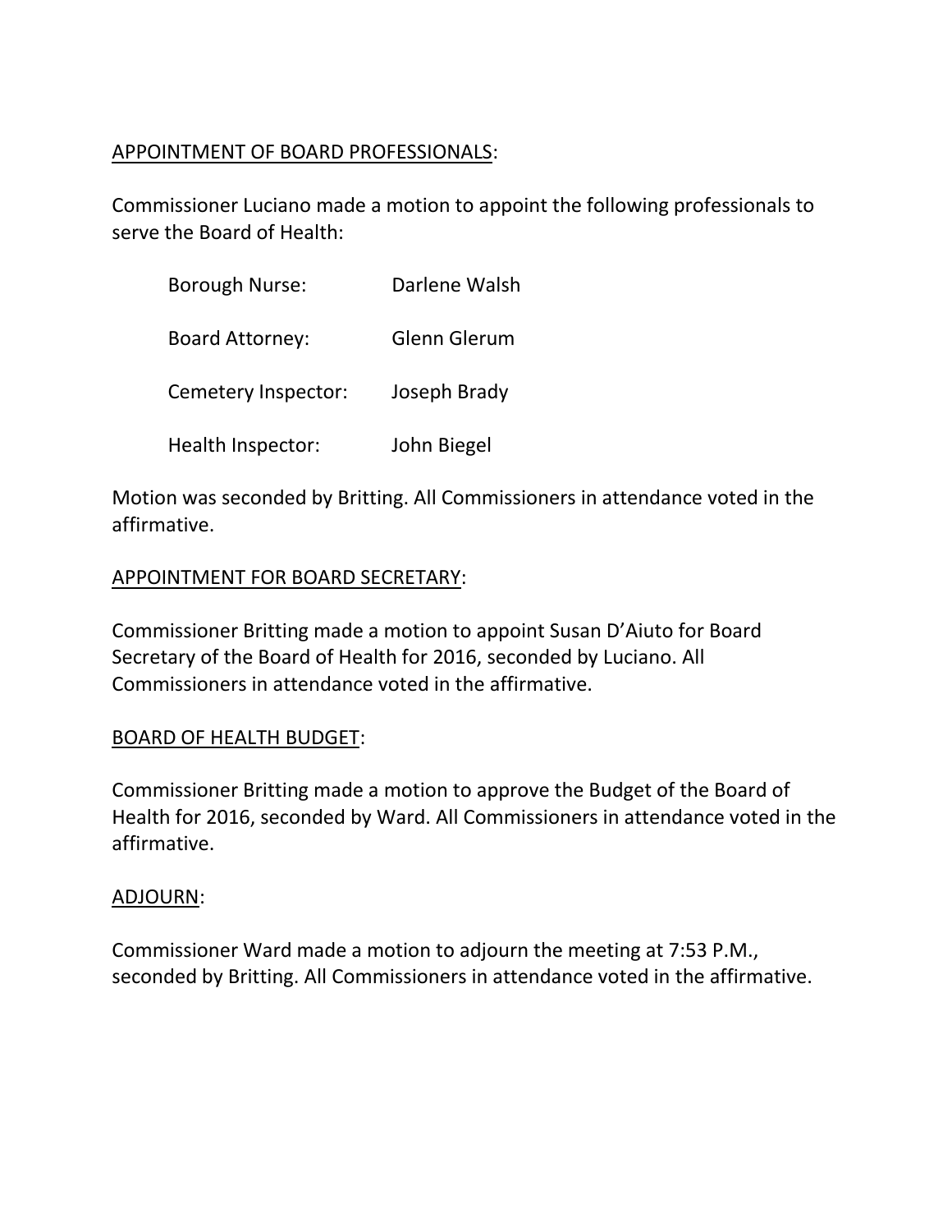APPOINTMENT OF BOARD PROFESSIONALS:

Commissioner Luciano made a motion to appoint the following professionals to serve the Board of Health:

| | |
|---|---|
| Borough Nurse: | Darlene Walsh |
| Board Attorney: | Glenn Glerum |
| Cemetery Inspector: | Joseph Brady |
| Health Inspector: | John Biegel |

Motion was seconded by Britting. All Commissioners in attendance voted in the affirmative.

APPOINTMENT FOR BOARD SECRETARY:

Commissioner Britting made a motion to appoint Susan D'Aiuto for Board Secretary of the Board of Health for 2016, seconded by Luciano. All Commissioners in attendance voted in the affirmative.

BOARD OF HEALTH BUDGET:

Commissioner Britting made a motion to approve the Budget of the Board of Health for 2016, seconded by Ward. All Commissioners in attendance voted in the affirmative.

ADJOURN:

Commissioner Ward made a motion to adjourn the meeting at 7:53 P.M., seconded by Britting. All Commissioners in attendance voted in the affirmative.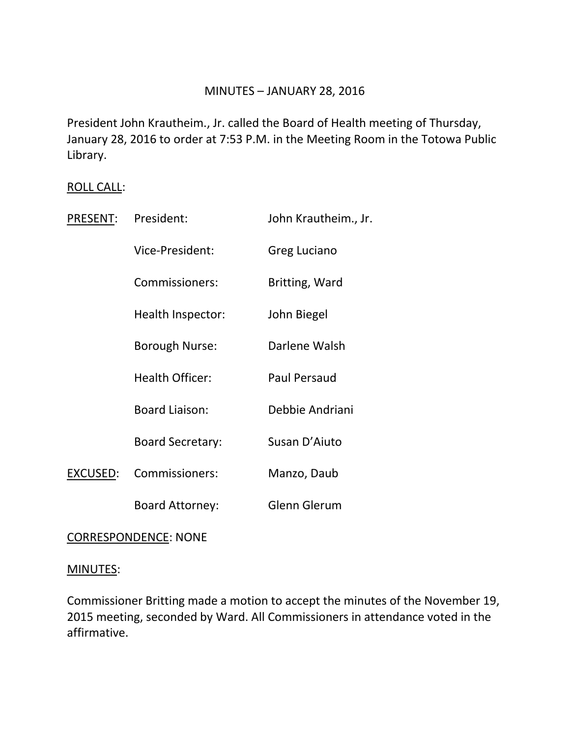MINUTES – JANUARY 28, 2016

President John Krautheim., Jr. called the Board of Health meeting of Thursday, January 28, 2016 to order at 7:53 P.M. in the Meeting Room in the Totowa Public Library.

ROLL CALL:

| | | |
|---|---|---|
| PRESENT: | President: | John Krautheim., Jr. |
| | Vice-President: | Greg Luciano |
| | Commissioners: | Britting, Ward |
| | Health Inspector: | John Biegel |
| | Borough Nurse: | Darlene Walsh |
| | Health Officer: | Paul Persaud |
| | Board Liaison: | Debbie Andriani |
| | Board Secretary: | Susan D'Aiuto |
| EXCUSED: | Commissioners: | Manzo, Daub |
| | Board Attorney: | Glenn Glerum |

CORRESPONDENCE: NONE

MINUTES:

Commissioner Britting made a motion to accept the minutes of the November 19, 2015 meeting, seconded by Ward. All Commissioners in attendance voted in the affirmative.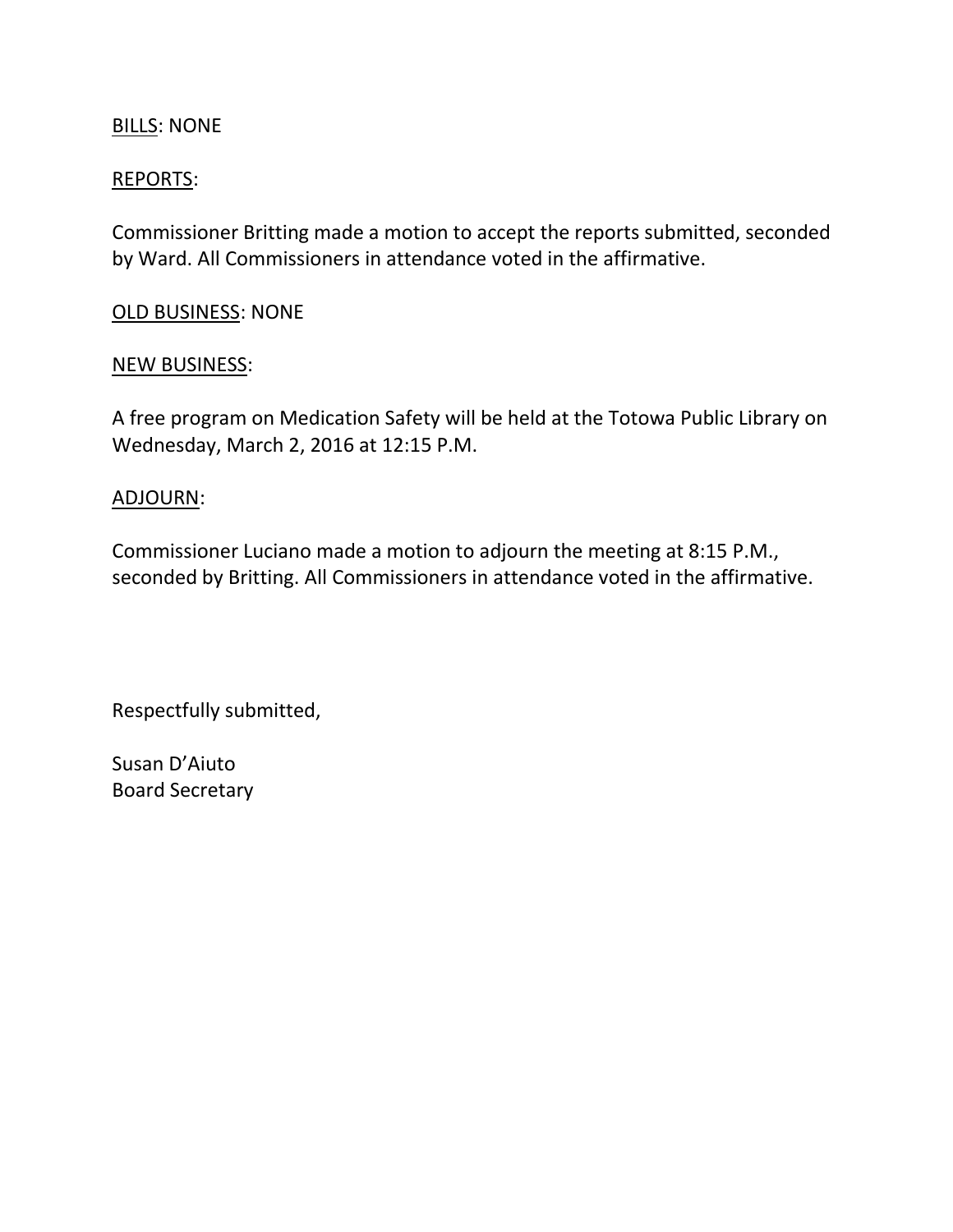<u>BILLS</u>: NONE

<u>REPORTS</u>:

Commissioner Britting made a motion to accept the reports submitted, seconded by Ward. All Commissioners in attendance voted in the affirmative.

<u>OLD BUSINESS</u>: NONE

<u>NEW BUSINESS</u>:

A free program on Medication Safety will be held at the Totowa Public Library on Wednesday, March 2, 2016 at 12:15 P.M.

<u>ADJOURN</u>:

Commissioner Luciano made a motion to adjourn the meeting at 8:15 P.M., seconded by Britting. All Commissioners in attendance voted in the affirmative.

Respectfully submitted,

Susan D'Aiuto
Board Secretary